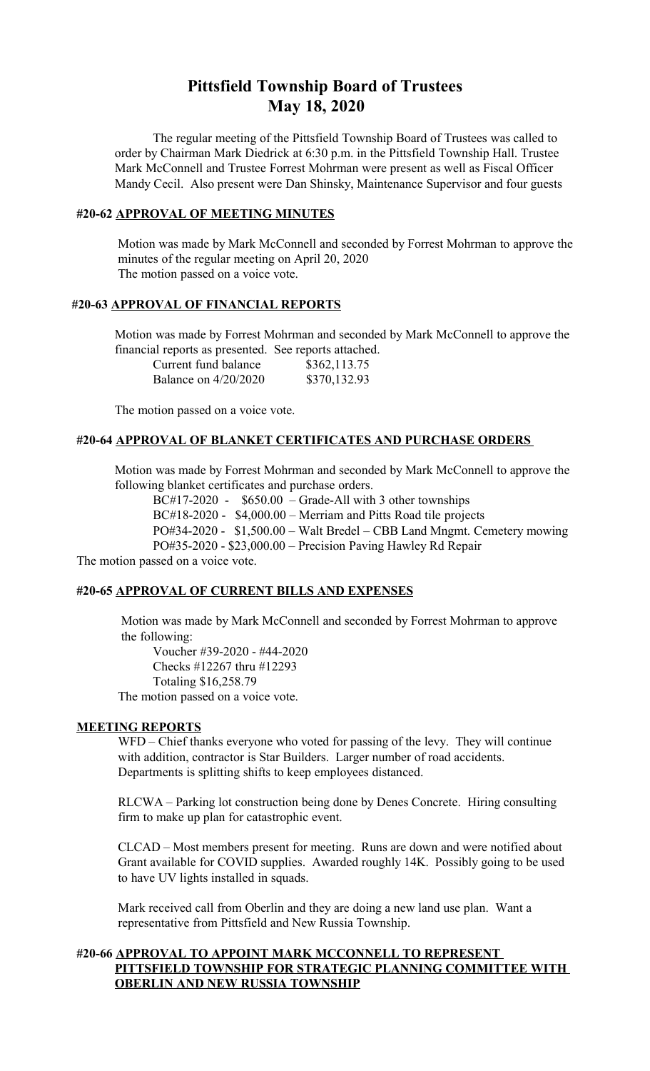# Pittsfield Township Board of Trustees
# May 18, 2020

The regular meeting of the Pittsfield Township Board of Trustees was called to order by Chairman Mark Diedrick at 6:30 p.m. in the Pittsfield Township Hall. Trustee Mark McConnell and Trustee Forrest Mohrman were present as well as Fiscal Officer Mandy Cecil. Also present were Dan Shinsky, Maintenance Supervisor and four guests

## #20-62 APPROVAL OF MEETING MINUTES

Motion was made by Mark McConnell and seconded by Forrest Mohrman to approve the minutes of the regular meeting on April 20, 2020
The motion passed on a voice vote.

## #20-63 APPROVAL OF FINANCIAL REPORTS

Motion was made by Forrest Mohrman and seconded by Mark McConnell to approve the financial reports as presented. See reports attached.

| | |
|---|---|
| Current fund balance | $362,113.75 |
| Balance on 4/20/2020 | $370,132.93 |

The motion passed on a voice vote.

## #20-64 APPROVAL OF BLANKET CERTIFICATES AND PURCHASE ORDERS

Motion was made by Forrest Mohrman and seconded by Mark McConnell to approve the following blanket certificates and purchase orders.

BC#17-2020 - $650.00 – Grade-All with 3 other townships
BC#18-2020 - $4,000.00 – Merriam and Pitts Road tile projects
PO#34-2020 - $1,500.00 – Walt Bredel – CBB Land Mngmt. Cemetery mowing
PO#35-2020 - $23,000.00 – Precision Paving Hawley Rd Repair

The motion passed on a voice vote.

## #20-65 APPROVAL OF CURRENT BILLS AND EXPENSES

Motion was made by Mark McConnell and seconded by Forrest Mohrman to approve the following:

Voucher #39-2020 - #44-2020
Checks #12267 thru #12293
Totaling $16,258.79

The motion passed on a voice vote.

## MEETING REPORTS

WFD – Chief thanks everyone who voted for passing of the levy. They will continue with addition, contractor is Star Builders. Larger number of road accidents. Departments is splitting shifts to keep employees distanced.

RLCWA – Parking lot construction being done by Denes Concrete. Hiring consulting firm to make up plan for catastrophic event.

CLCAD – Most members present for meeting. Runs are down and were notified about Grant available for COVID supplies. Awarded roughly 14K. Possibly going to be used to have UV lights installed in squads.

Mark received call from Oberlin and they are doing a new land use plan. Want a representative from Pittsfield and New Russia Township.

## #20-66 APPROVAL TO APPOINT MARK MCCONNELL TO REPRESENT PITTSFIELD TOWNSHIP FOR STRATEGIC PLANNING COMMITTEE WITH OBERLIN AND NEW RUSSIA TOWNSHIP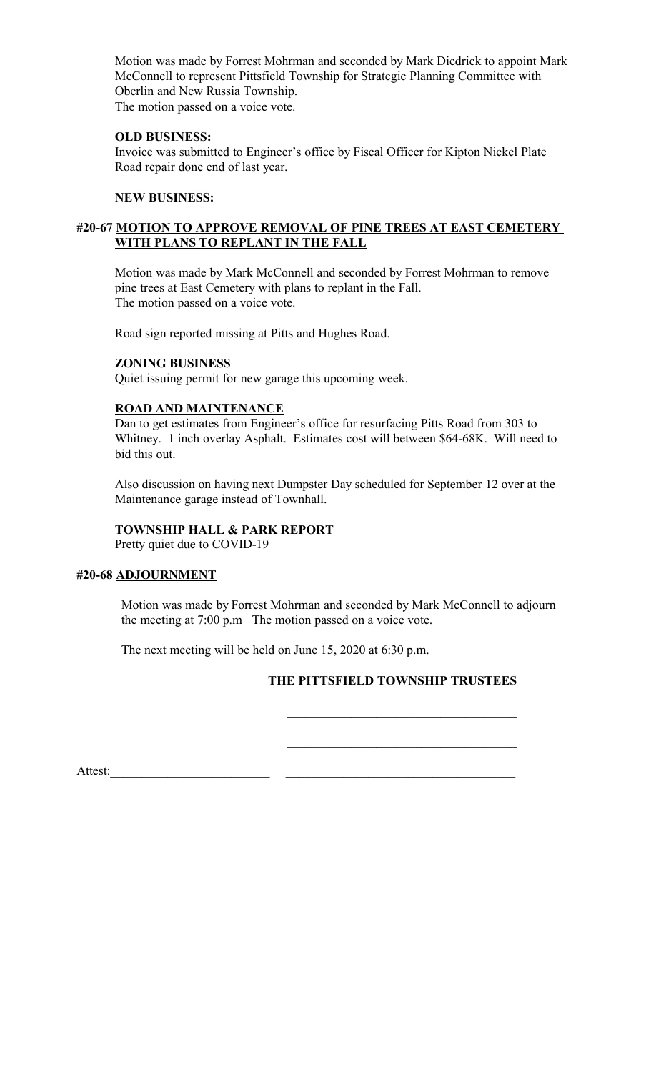Motion was made by Forrest Mohrman and seconded by Mark Diedrick to appoint Mark McConnell to represent Pittsfield Township for Strategic Planning Committee with Oberlin and New Russia Township.
The motion passed on a voice vote.

**OLD BUSINESS:**

Invoice was submitted to Engineer's office by Fiscal Officer for Kipton Nickel Plate Road repair done end of last year.

**NEW BUSINESS:**

**#20-67 MOTION TO APPROVE REMOVAL OF PINE TREES AT EAST CEMETERY WITH PLANS TO REPLANT IN THE FALL**

Motion was made by Mark McConnell and seconded by Forrest Mohrman to remove pine trees at East Cemetery with plans to replant in the Fall.
The motion passed on a voice vote.

Road sign reported missing at Pitts and Hughes Road.

**ZONING BUSINESS**

Quiet issuing permit for new garage this upcoming week.

**ROAD AND MAINTENANCE**

Dan to get estimates from Engineer's office for resurfacing Pitts Road from 303 to Whitney. 1 inch overlay Asphalt. Estimates cost will between $64-68K. Will need to bid this out.

Also discussion on having next Dumpster Day scheduled for September 12 over at the Maintenance garage instead of Townhall.

**TOWNSHIP HALL & PARK REPORT**

Pretty quiet due to COVID-19

**#20-68 ADJOURNMENT**

Motion was made by Forrest Mohrman and seconded by Mark McConnell to adjourn the meeting at 7:00 p.m The motion passed on a voice vote.

The next meeting will be held on June 15, 2020 at 6:30 p.m.

**THE PITTSFIELD TOWNSHIP TRUSTEES**

\_\_\_\_\_\_\_\_\_\_\_\_\_\_\_\_\_\_\_\_\_\_\_\_\_\_\_\_\_\_\_\_\_\_\_

\_\_\_\_\_\_\_\_\_\_\_\_\_\_\_\_\_\_\_\_\_\_\_\_\_\_\_\_\_\_\_\_\_\_\_

Attest:\_\_\_\_\_\_\_\_\_\_\_\_\_\_\_\_\_\_\_\_\_\_\_\_\_ \_\_\_\_\_\_\_\_\_\_\_\_\_\_\_\_\_\_\_\_\_\_\_\_\_\_\_\_\_\_\_\_\_\_\_